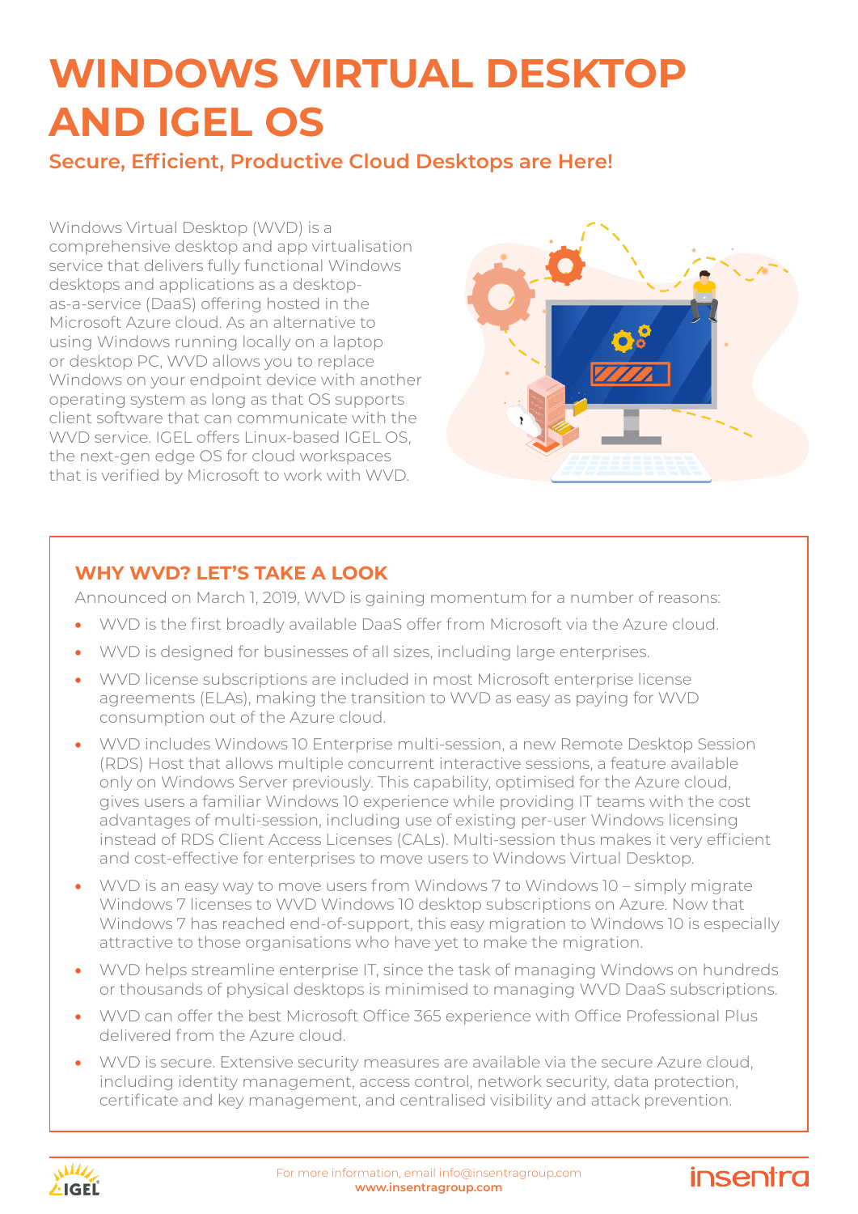# WINDOWS VIRTUAL DESKTOP AND IGEL OS

## Secure, Efficient, Productive Cloud Desktops are Here!

Windows Virtual Desktop (WVD) is a comprehensive desktop and app virtualisation service that delivers fully functional Windows desktops and applications as a desktop-as-a-service (DaaS) offering hosted in the Microsoft Azure cloud. As an alternative to using Windows running locally on a laptop or desktop PC, WVD allows you to replace Windows on your endpoint device with another operating system as long as that OS supports client software that can communicate with the WVD service. IGEL offers Linux-based IGEL OS, the next-gen edge OS for cloud workspaces that is verified by Microsoft to work with WVD.

### WHY WVD? LET'S TAKE A LOOK

Announced on March 1, 2019, WVD is gaining momentum for a number of reasons:

- WVD is the first broadly available DaaS offer from Microsoft via the Azure cloud.
- WVD is designed for businesses of all sizes, including large enterprises.
- WVD license subscriptions are included in most Microsoft enterprise license agreements (ELAs), making the transition to WVD as easy as paying for WVD consumption out of the Azure cloud.
- WVD includes Windows 10 Enterprise multi-session, a new Remote Desktop Session (RDS) Host that allows multiple concurrent interactive sessions, a feature available only on Windows Server previously. This capability, optimised for the Azure cloud, gives users a familiar Windows 10 experience while providing IT teams with the cost advantages of multi-session, including use of existing per-user Windows licensing instead of RDS Client Access Licenses (CALs). Multi-session thus makes it very efficient and cost-effective for enterprises to move users to Windows Virtual Desktop.
- WVD is an easy way to move users from Windows 7 to Windows 10 – simply migrate Windows 7 licenses to WVD Windows 10 desktop subscriptions on Azure. Now that Windows 7 has reached end-of-support, this easy migration to Windows 10 is especially attractive to those organisations who have yet to make the migration.
- WVD helps streamline enterprise IT, since the task of managing Windows on hundreds or thousands of physical desktops is minimised to managing WVD DaaS subscriptions.
- WVD can offer the best Microsoft Office 365 experience with Office Professional Plus delivered from the Azure cloud.
- WVD is secure. Extensive security measures are available via the secure Azure cloud, including identity management, access control, network security, data protection, certificate and key management, and centralised visibility and attack prevention.

For more information, email info@insentragroup.com
**www.insentragroup.com**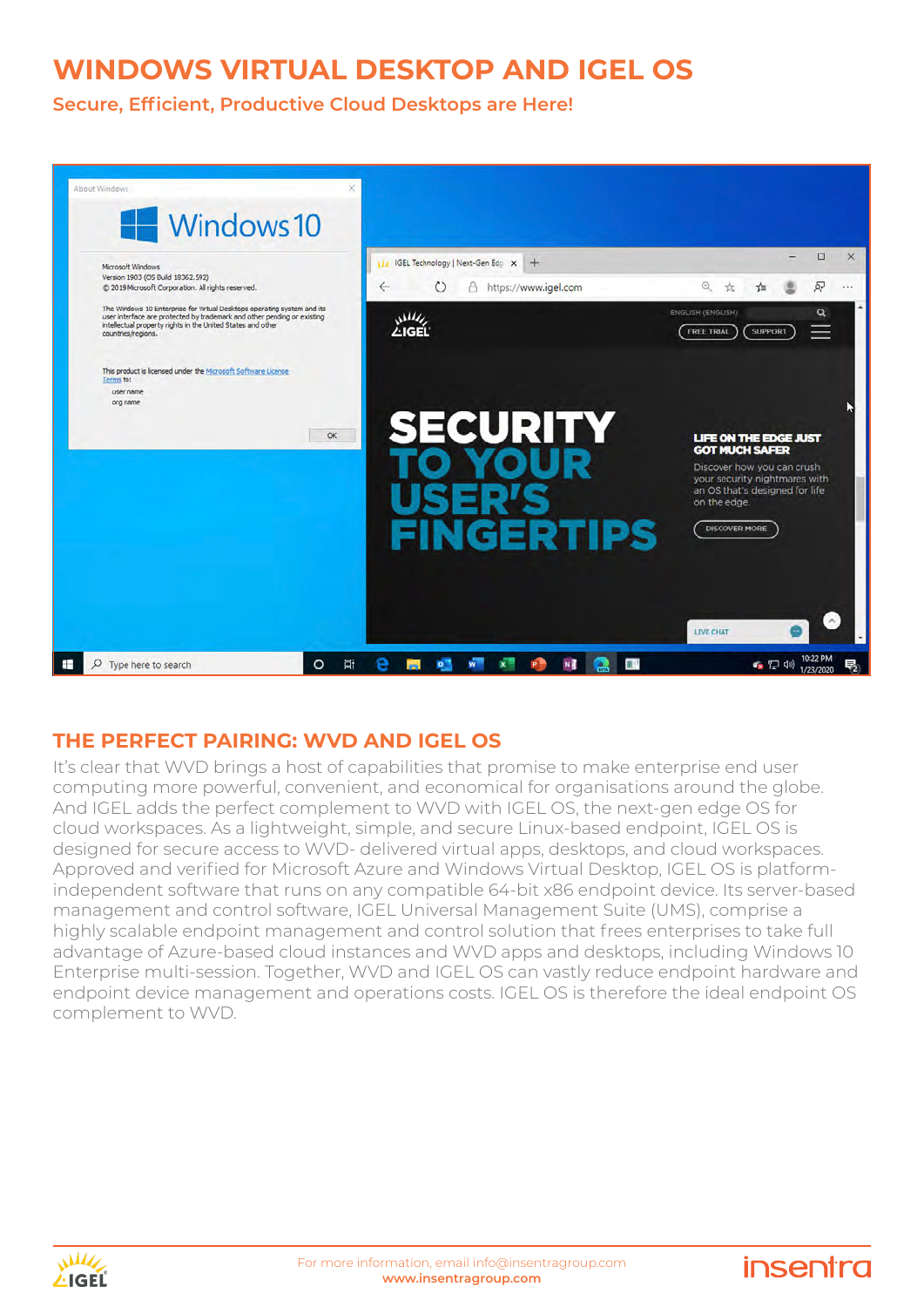# WINDOWS VIRTUAL DESKTOP AND IGEL OS

## Secure, Efficient, Productive Cloud Desktops are Here!

## THE PERFECT PAIRING: WVD AND IGEL OS

It's clear that WVD brings a host of capabilities that promise to make enterprise end user computing more powerful, convenient, and economical for organisations around the globe. And IGEL adds the perfect complement to WVD with IGEL OS, the next-gen edge OS for cloud workspaces. As a lightweight, simple, and secure Linux-based endpoint, IGEL OS is designed for secure access to WVD- delivered virtual apps, desktops, and cloud workspaces. Approved and verified for Microsoft Azure and Windows Virtual Desktop, IGEL OS is platform-independent software that runs on any compatible 64-bit x86 endpoint device. Its server-based management and control software, IGEL Universal Management Suite (UMS), comprise a highly scalable endpoint management and control solution that frees enterprises to take full advantage of Azure-based cloud instances and WVD apps and desktops, including Windows 10 Enterprise multi-session. Together, WVD and IGEL OS can vastly reduce endpoint hardware and endpoint device management and operations costs. IGEL OS is therefore the ideal endpoint OS complement to WVD.

For more information, email info@insentragroup.com
www.insentragroup.com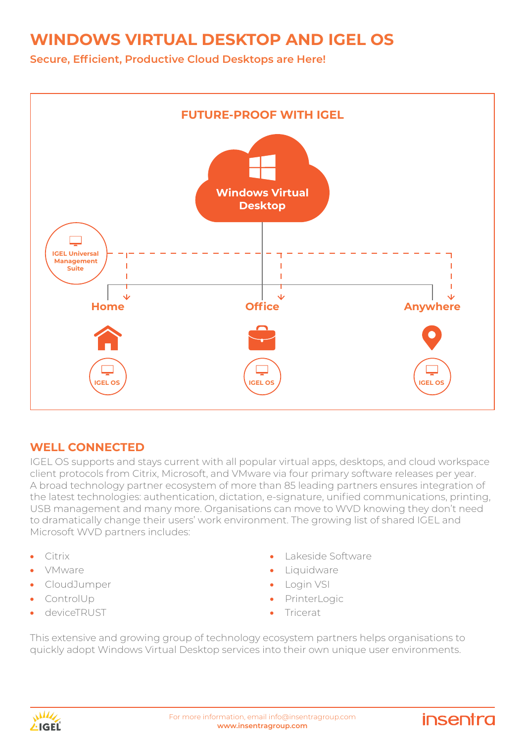# WINDOWS VIRTUAL DESKTOP AND IGEL OS

**Secure, Efficient, Productive Cloud Desktops are Here!**

## FUTURE-PROOF WITH IGEL

Windows Virtual Desktop

IGEL Universal Management Suite

Home

Office

Anywhere

IGEL OS

IGEL OS

IGEL OS

## WELL CONNECTED

IGEL OS supports and stays current with all popular virtual apps, desktops, and cloud workspace client protocols from Citrix, Microsoft, and VMware via four primary software releases per year. A broad technology partner ecosystem of more than 85 leading partners ensures integration of the latest technologies: authentication, dictation, e-signature, unified communications, printing, USB management and many more. Organisations can move to WVD knowing they don't need to dramatically change their users' work environment. The growing list of shared IGEL and Microsoft WVD partners includes:

- Citrix
- VMware
- CloudJumper
- ControlUp
- deviceTRUST
- Lakeside Software
- Liquidware
- Login VSI
- PrinterLogic
- Tricerat

This extensive and growing group of technology ecosystem partners helps organisations to quickly adopt Windows Virtual Desktop services into their own unique user environments.

For more information, email info@insentragroup.com
**www.insentragroup.com**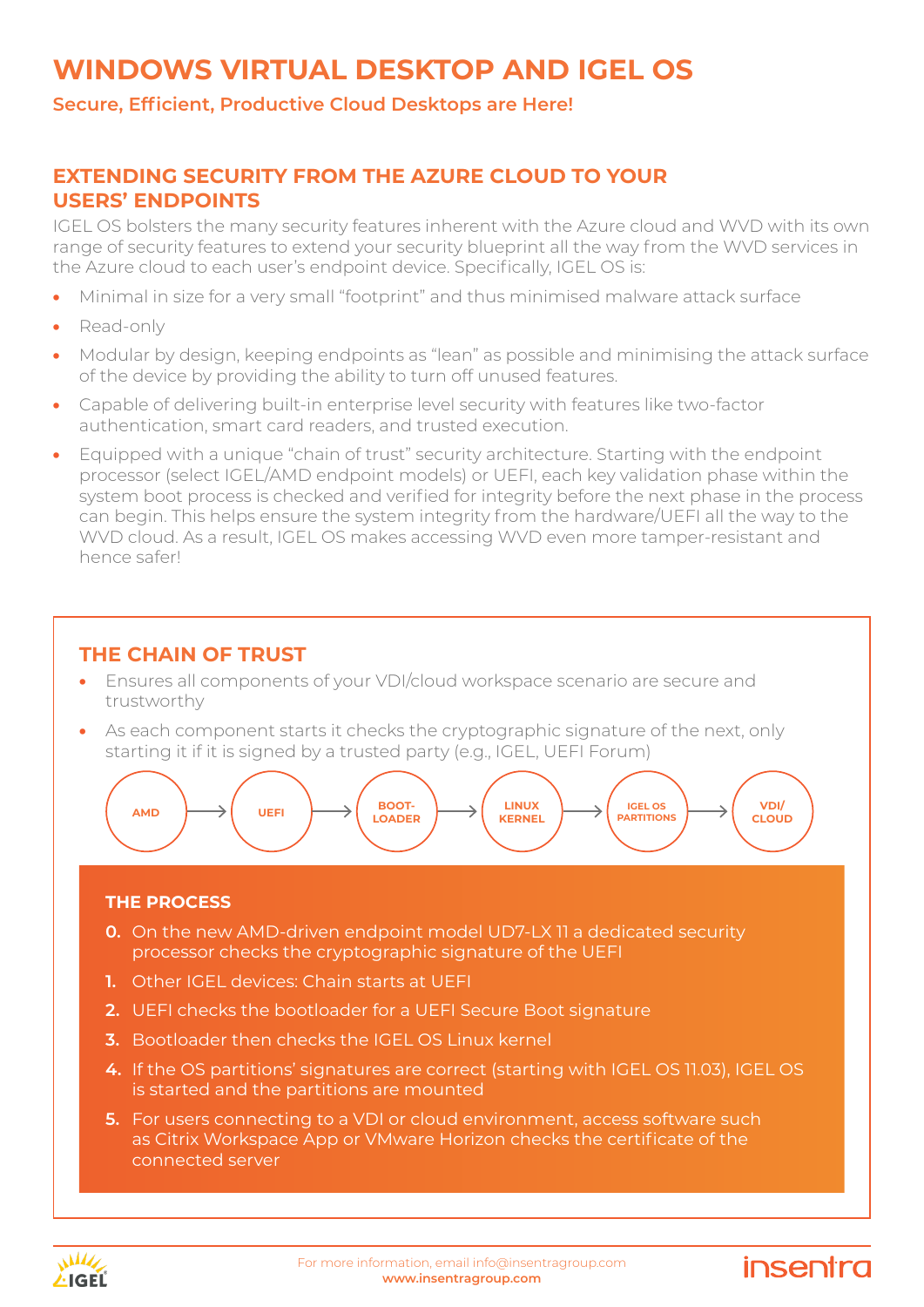# WINDOWS VIRTUAL DESKTOP AND IGEL OS

**Secure, Efficient, Productive Cloud Desktops are Here!**

## EXTENDING SECURITY FROM THE AZURE CLOUD TO YOUR USERS' ENDPOINTS

IGEL OS bolsters the many security features inherent with the Azure cloud and WVD with its own range of security features to extend your security blueprint all the way from the WVD services in the Azure cloud to each user's endpoint device. Specifically, IGEL OS is:

- Minimal in size for a very small "footprint" and thus minimised malware attack surface
- Read-only
- Modular by design, keeping endpoints as "lean" as possible and minimising the attack surface of the device by providing the ability to turn off unused features.
- Capable of delivering built-in enterprise level security with features like two-factor authentication, smart card readers, and trusted execution.
- Equipped with a unique "chain of trust" security architecture. Starting with the endpoint processor (select IGEL/AMD endpoint models) or UEFI, each key validation phase within the system boot process is checked and verified for integrity before the next phase in the process can begin. This helps ensure the system integrity from the hardware/UEFI all the way to the WVD cloud. As a result, IGEL OS makes accessing WVD even more tamper-resistant and hence safer!

## THE CHAIN OF TRUST

- Ensures all components of your VDI/cloud workspace scenario are secure and trustworthy
- As each component starts it checks the cryptographic signature of the next, only starting it if it is signed by a trusted party (e.g., IGEL, UEFI Forum)

AMD → UEFI → BOOT-LOADER → LINUX KERNEL → IGEL OS PARTITIONS → VDI/ CLOUD

### THE PROCESS

0. On the new AMD-driven endpoint model UD7-LX 11 a dedicated security processor checks the cryptographic signature of the UEFI
1. Other IGEL devices: Chain starts at UEFI
2. UEFI checks the bootloader for a UEFI Secure Boot signature
3. Bootloader then checks the IGEL OS Linux kernel
4. If the OS partitions' signatures are correct (starting with IGEL OS 11.03), IGEL OS is started and the partitions are mounted
5. For users connecting to a VDI or cloud environment, access software such as Citrix Workspace App or VMware Horizon checks the certificate of the connected server

For more information, email info@insentragroup.com
**www.insentragroup.com**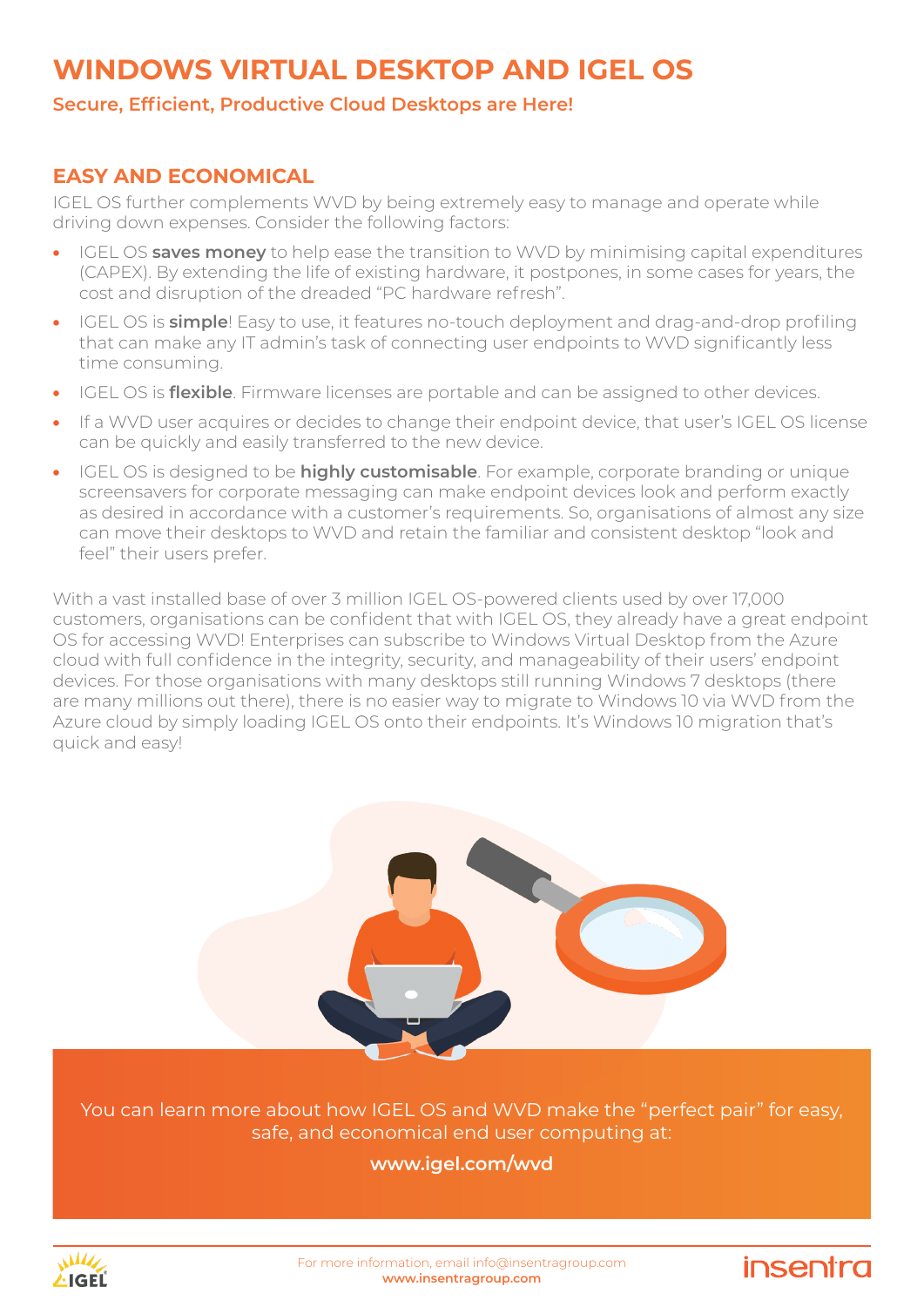# WINDOWS VIRTUAL DESKTOP AND IGEL OS

**Secure, Efficient, Productive Cloud Desktops are Here!**

## EASY AND ECONOMICAL

IGEL OS further complements WVD by being extremely easy to manage and operate while driving down expenses. Consider the following factors:

- IGEL OS **saves money** to help ease the transition to WVD by minimising capital expenditures (CAPEX). By extending the life of existing hardware, it postpones, in some cases for years, the cost and disruption of the dreaded "PC hardware refresh".
- IGEL OS is **simple**! Easy to use, it features no-touch deployment and drag-and-drop profiling that can make any IT admin's task of connecting user endpoints to WVD significantly less time consuming.
- IGEL OS is **flexible**. Firmware licenses are portable and can be assigned to other devices.
- If a WVD user acquires or decides to change their endpoint device, that user's IGEL OS license can be quickly and easily transferred to the new device.
- IGEL OS is designed to be **highly customisable**. For example, corporate branding or unique screensavers for corporate messaging can make endpoint devices look and perform exactly as desired in accordance with a customer's requirements. So, organisations of almost any size can move their desktops to WVD and retain the familiar and consistent desktop "look and feel" their users prefer.

With a vast installed base of over 3 million IGEL OS-powered clients used by over 17,000 customers, organisations can be confident that with IGEL OS, they already have a great endpoint OS for accessing WVD! Enterprises can subscribe to Windows Virtual Desktop from the Azure cloud with full confidence in the integrity, security, and manageability of their users' endpoint devices. For those organisations with many desktops still running Windows 7 desktops (there are many millions out there), there is no easier way to migrate to Windows 10 via WVD from the Azure cloud by simply loading IGEL OS onto their endpoints. It's Windows 10 migration that's quick and easy!

You can learn more about how IGEL OS and WVD make the "perfect pair" for easy, safe, and economical end user computing at:

**www.igel.com/wvd**

For more information, email info@insentragroup.com
**www.insentragroup.com**